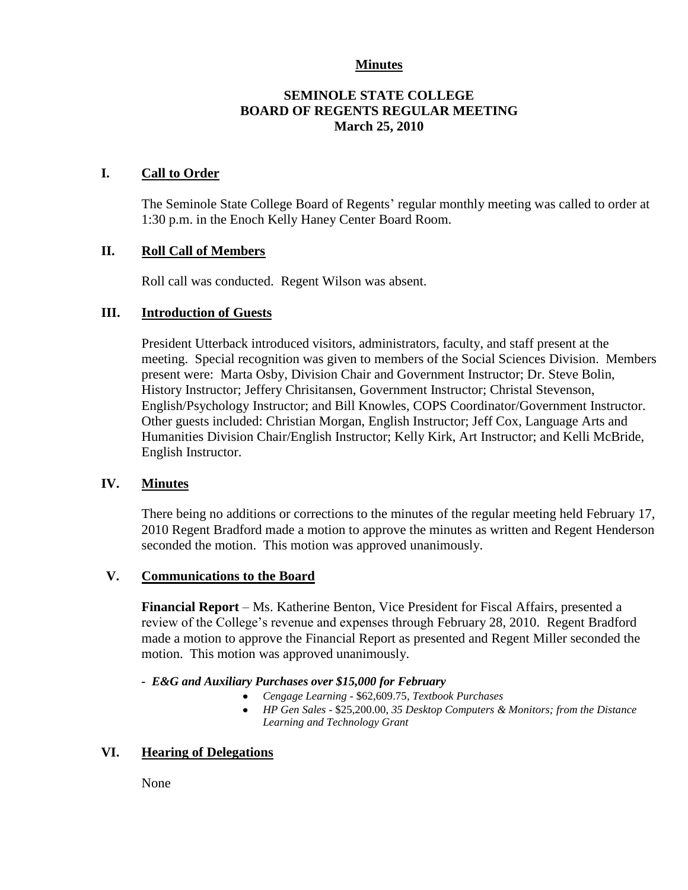**Minutes**

# SEMINOLE STATE COLLEGE
## BOARD OF REGENTS REGULAR MEETING
### March 25, 2010

## I. Call to Order

The Seminole State College Board of Regents' regular monthly meeting was called to order at 1:30 p.m. in the Enoch Kelly Haney Center Board Room.

## II. Roll Call of Members

Roll call was conducted. Regent Wilson was absent.

## III. Introduction of Guests

President Utterback introduced visitors, administrators, faculty, and staff present at the meeting. Special recognition was given to members of the Social Sciences Division. Members present were: Marta Osby, Division Chair and Government Instructor; Dr. Steve Bolin, History Instructor; Jeffery Chrisitansen, Government Instructor; Christal Stevenson, English/Psychology Instructor; and Bill Knowles, COPS Coordinator/Government Instructor. Other guests included: Christian Morgan, English Instructor; Jeff Cox, Language Arts and Humanities Division Chair/English Instructor; Kelly Kirk, Art Instructor; and Kelli McBride, English Instructor.

## IV. Minutes

There being no additions or corrections to the minutes of the regular meeting held February 17, 2010 Regent Bradford made a motion to approve the minutes as written and Regent Henderson seconded the motion. This motion was approved unanimously.

## V. Communications to the Board

**Financial Report** – Ms. Katherine Benton, Vice President for Fiscal Affairs, presented a review of the College's revenue and expenses through February 28, 2010. Regent Bradford made a motion to approve the Financial Report as presented and Regent Miller seconded the motion. This motion was approved unanimously.

- ***E&G and Auxiliary Purchases over $15,000 for February***
  - *Cengage Learning* - $62,609.75, *Textbook Purchases*
  - *HP Gen Sales* - $25,200.00, *35 Desktop Computers & Monitors; from the Distance Learning and Technology Grant*

## VI. Hearing of Delegations

None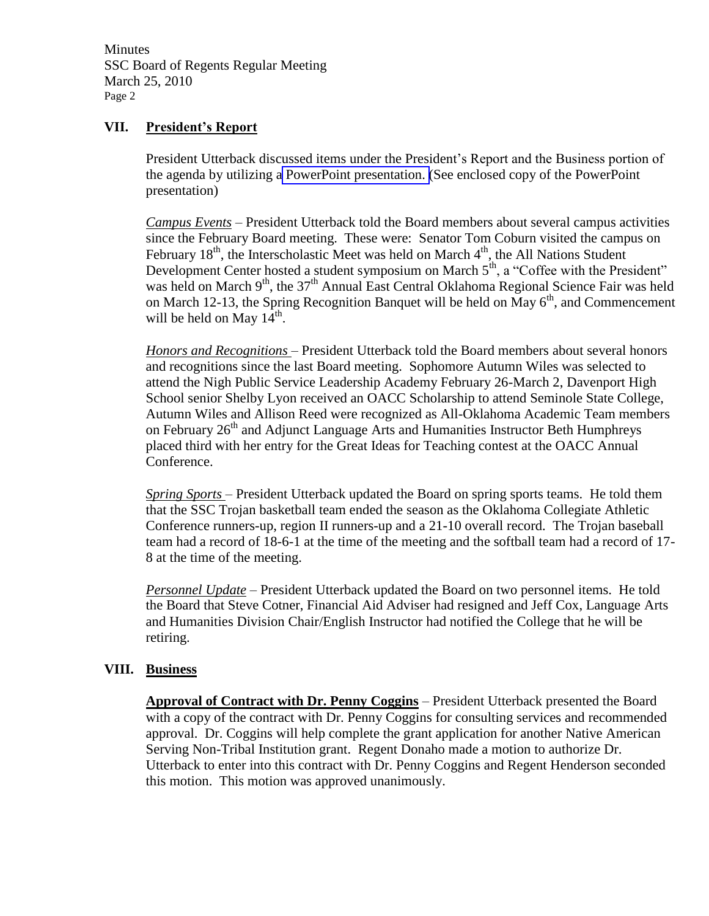## VII. President's Report

President Utterback discussed items under the President's Report and the Business portion of the agenda by utilizing a PowerPoint presentation. (See enclosed copy of the PowerPoint presentation)

*Campus Events* – President Utterback told the Board members about several campus activities since the February Board meeting. These were: Senator Tom Coburn visited the campus on February 18th, the Interscholastic Meet was held on March 4th, the All Nations Student Development Center hosted a student symposium on March 5th, a "Coffee with the President" was held on March 9th, the 37th Annual East Central Oklahoma Regional Science Fair was held on March 12-13, the Spring Recognition Banquet will be held on May 6th, and Commencement will be held on May 14th.

*Honors and Recognitions* – President Utterback told the Board members about several honors and recognitions since the last Board meeting. Sophomore Autumn Wiles was selected to attend the Nigh Public Service Leadership Academy February 26-March 2, Davenport High School senior Shelby Lyon received an OACC Scholarship to attend Seminole State College, Autumn Wiles and Allison Reed were recognized as All-Oklahoma Academic Team members on February 26th and Adjunct Language Arts and Humanities Instructor Beth Humphreys placed third with her entry for the Great Ideas for Teaching contest at the OACC Annual Conference.

*Spring Sports* – President Utterback updated the Board on spring sports teams. He told them that the SSC Trojan basketball team ended the season as the Oklahoma Collegiate Athletic Conference runners-up, region II runners-up and a 21-10 overall record. The Trojan baseball team had a record of 18-6-1 at the time of the meeting and the softball team had a record of 17-8 at the time of the meeting.

*Personnel Update* – President Utterback updated the Board on two personnel items. He told the Board that Steve Cotner, Financial Aid Adviser had resigned and Jeff Cox, Language Arts and Humanities Division Chair/English Instructor had notified the College that he will be retiring.

## VIII. Business

**Approval of Contract with Dr. Penny Coggins** – President Utterback presented the Board with a copy of the contract with Dr. Penny Coggins for consulting services and recommended approval. Dr. Coggins will help complete the grant application for another Native American Serving Non-Tribal Institution grant. Regent Donaho made a motion to authorize Dr. Utterback to enter into this contract with Dr. Penny Coggins and Regent Henderson seconded this motion. This motion was approved unanimously.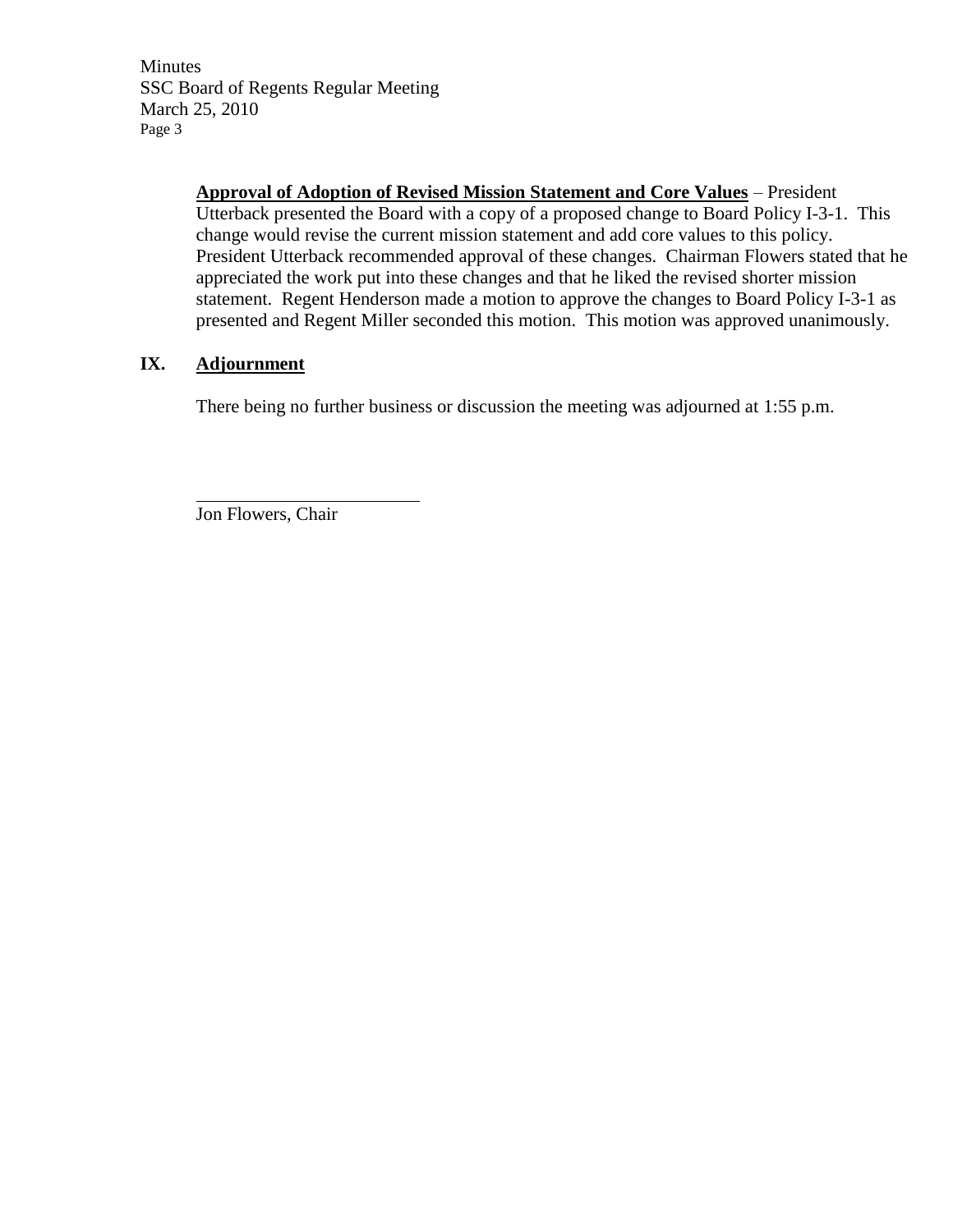**Approval of Adoption of Revised Mission Statement and Core Values** – President Utterback presented the Board with a copy of a proposed change to Board Policy I-3-1. This change would revise the current mission statement and add core values to this policy. President Utterback recommended approval of these changes. Chairman Flowers stated that he appreciated the work put into these changes and that he liked the revised shorter mission statement. Regent Henderson made a motion to approve the changes to Board Policy I-3-1 as presented and Regent Miller seconded this motion. This motion was approved unanimously.

## IX. Adjournment

There being no further business or discussion the meeting was adjourned at 1:55 p.m.

\_\_\_\_\_\_\_\_\_\_\_\_\_\_\_\_\_\_\_\_\_\_\_\_\_\_

Jon Flowers, Chair